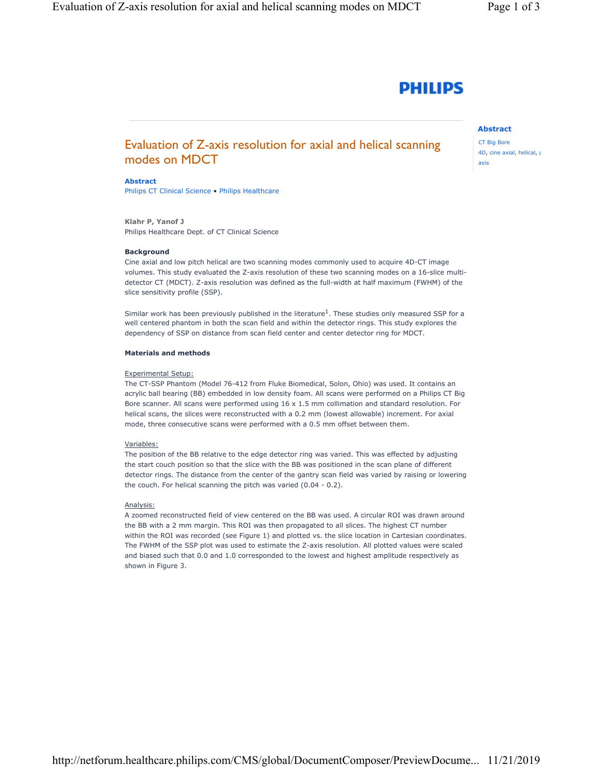# Evaluation of Z-axis resolution for axial and helical scanning modes on MDCT

**Abstract**
Philips CT Clinical Science • Philips Healthcare

**Klahr P, Yanof J**
Philips Healthcare Dept. of CT Clinical Science

### Background

Cine axial and low pitch helical are two scanning modes commonly used to acquire 4D-CT image volumes. This study evaluated the Z-axis resolution of these two scanning modes on a 16-slice multi-detector CT (MDCT). Z-axis resolution was defined as the full-width at half maximum (FWHM) of the slice sensitivity profile (SSP).

Similar work has been previously published in the literature[1]. These studies only measured SSP for a well centered phantom in both the scan field and within the detector rings. This study explores the dependency of SSP on distance from scan field center and center detector ring for MDCT.

### Materials and methods

Experimental Setup:
The CT-SSP Phantom (Model 76-412 from Fluke Biomedical, Solon, Ohio) was used. It contains an acrylic ball bearing (BB) embedded in low density foam. All scans were performed on a Philips CT Big Bore scanner. All scans were performed using 16 x 1.5 mm collimation and standard resolution. For helical scans, the slices were reconstructed with a 0.2 mm (lowest allowable) increment. For axial mode, three consecutive scans were performed with a 0.5 mm offset between them.

Variables:
The position of the BB relative to the edge detector ring was varied. This was effected by adjusting the start couch position so that the slice with the BB was positioned in the scan plane of different detector rings. The distance from the center of the gantry scan field was varied by raising or lowering the couch. For helical scanning the pitch was varied (0.04 - 0.2).

Analysis:
A zoomed reconstructed field of view centered on the BB was used. A circular ROI was drawn around the BB with a 2 mm margin. This ROI was then propagated to all slices. The highest CT number within the ROI was recorded (see Figure 1) and plotted vs. the slice location in Cartesian coordinates. The FWHM of the SSP plot was used to estimate the Z-axis resolution. All plotted values were scaled and biased such that 0.0 and 1.0 corresponded to the lowest and highest amplitude respectively as shown in Figure 3.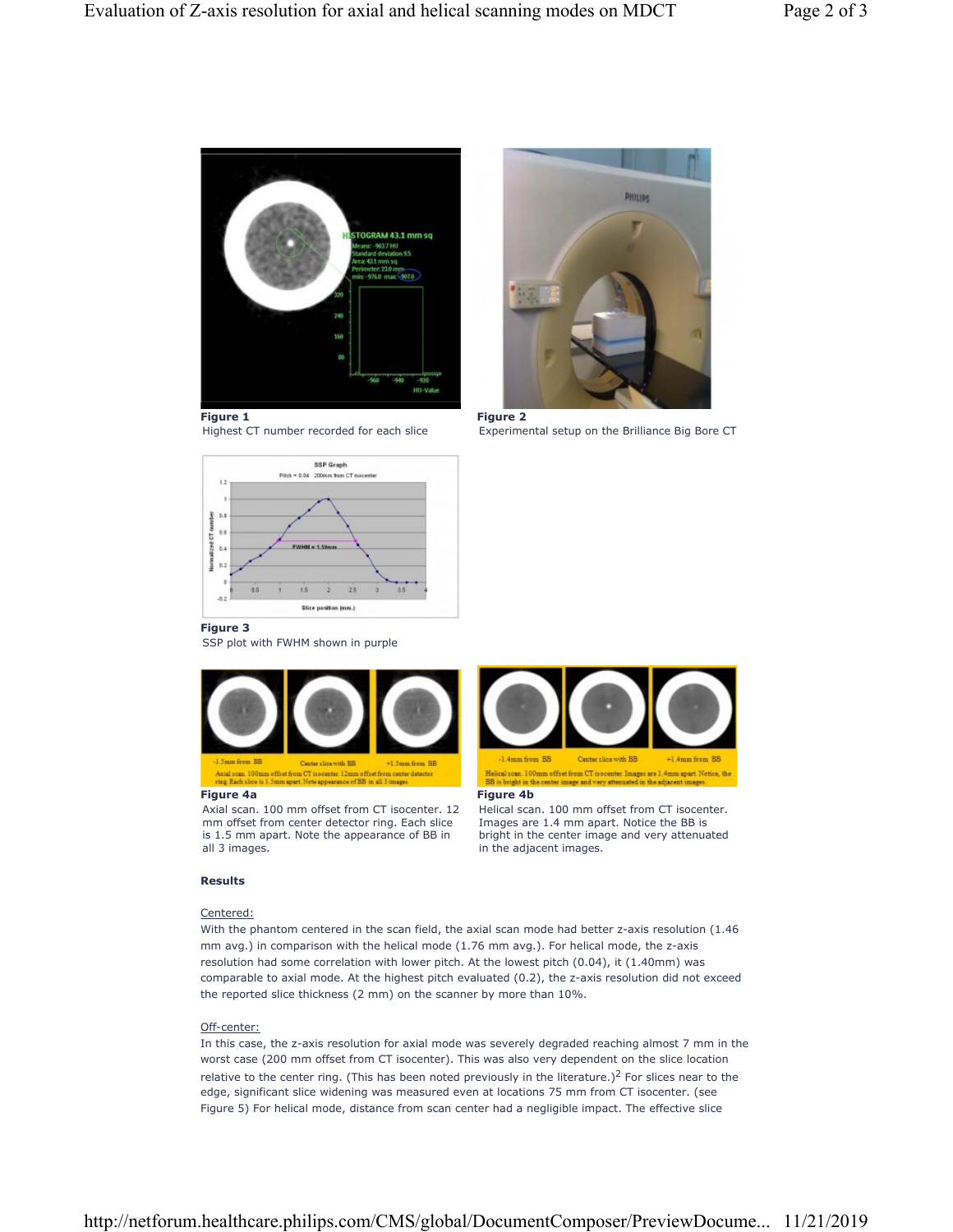**Figure 1**
Highest CT number recorded for each slice

**Figure 2**
Experimental setup on the Brilliance Big Bore CT

**Figure 3**
SSP plot with FWHM shown in purple

**Figure 4a**
Axial scan. 100 mm offset from CT isocenter. 12 mm offset from center detector ring. Each slice is 1.5 mm apart. Note the appearance of BB in all 3 images.

**Figure 4b**
Helical scan. 100 mm offset from CT isocenter. Images are 1.4 mm apart. Notice the BB is bright in the center image and very attenuated in the adjacent images.

**Results**

Centered:
With the phantom centered in the scan field, the axial scan mode had better z-axis resolution (1.46 mm avg.) in comparison with the helical mode (1.76 mm avg.). For helical mode, the z-axis resolution had some correlation with lower pitch. At the lowest pitch (0.04), it (1.40mm) was comparable to axial mode. At the highest pitch evaluated (0.2), the z-axis resolution did not exceed the reported slice thickness (2 mm) on the scanner by more than 10%.

Off-center:
In this case, the z-axis resolution for axial mode was severely degraded reaching almost 7 mm in the worst case (200 mm offset from CT isocenter). This was also very dependent on the slice location relative to the center ring. (This has been noted previously in the literature.)[2] For slices near to the edge, significant slice widening was measured even at locations 75 mm from CT isocenter. (see Figure 5) For helical mode, distance from scan center had a negligible impact. The effective slice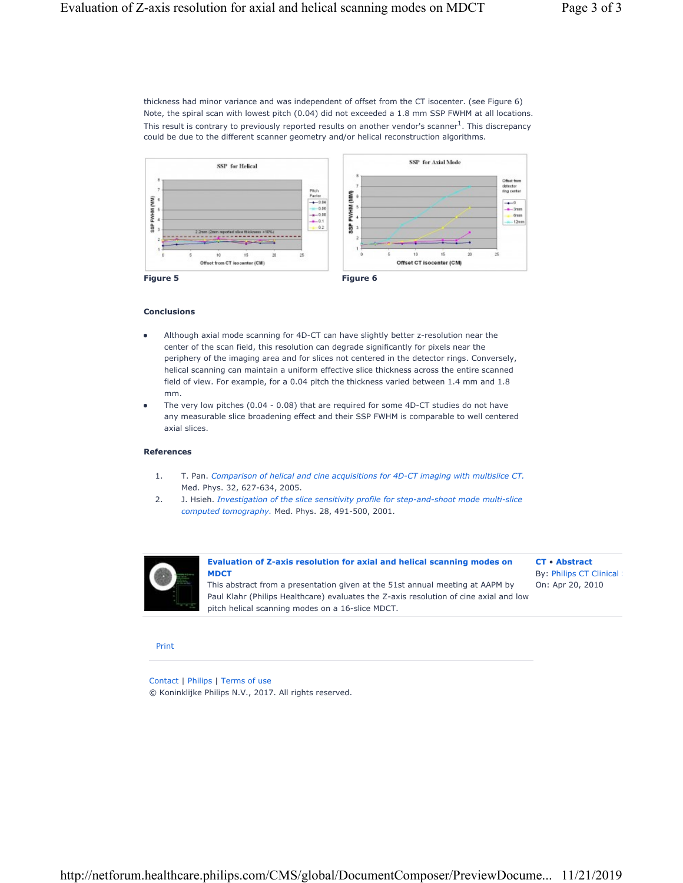thickness had minor variance and was independent of offset from the CT isocenter. (see Figure 6) Note, the spiral scan with lowest pitch (0.04) did not exceeded a 1.8 mm SSP FWHM at all locations. This result is contrary to previously reported results on another vendor's scanner[1]. This discrepancy could be due to the different scanner geometry and/or helical reconstruction algorithms.

SSP for Helical

SSP FWHM (MM)

2.2mm (2mm reported slice thickness +10%)

Offset from CT isocenter (CM)

Pitch Factor

0.04

0.06

0.08

0.1

0.2

**Figure 5**

SSP for Axial Mode

SSP FWHM (MM)

Offset CT isocenter (CM)

Offset from detector ring center

0

3mm

6mm

12mm

**Figure 6**

## Conclusions

- Although axial mode scanning for 4D-CT can have slightly better z-resolution near the center of the scan field, this resolution can degrade significantly for pixels near the periphery of the imaging area and for slices not centered in the detector rings. Conversely, helical scanning can maintain a uniform effective slice thickness across the entire scanned field of view. For example, for a 0.04 pitch the thickness varied between 1.4 mm and 1.8 mm.
- The very low pitches (0.04 - 0.08) that are required for some 4D-CT studies do not have any measurable slice broadening effect and their SSP FWHM is comparable to well centered axial slices.

## References

1. T. Pan. *Comparison of helical and cine acquisitions for 4D-CT imaging with multislice CT.* Med. Phys. 32, 627-634, 2005.
2. J. Hsieh. *Investigation of the slice sensitivity profile for step-and-shoot mode multi-slice computed tomography.* Med. Phys. 28, 491-500, 2001.

**Evaluation of Z-axis resolution for axial and helical scanning modes on MDCT**

This abstract from a presentation given at the 51st annual meeting at AAPM by Paul Klahr (Philips Healthcare) evaluates the Z-axis resolution of cine axial and low pitch helical scanning modes on a 16-slice MDCT.

**CT • Abstract**

By: Philips CT Clinical

On: Apr 20, 2010

Print

Contact | Philips | Terms of use

© Koninklijke Philips N.V., 2017. All rights reserved.